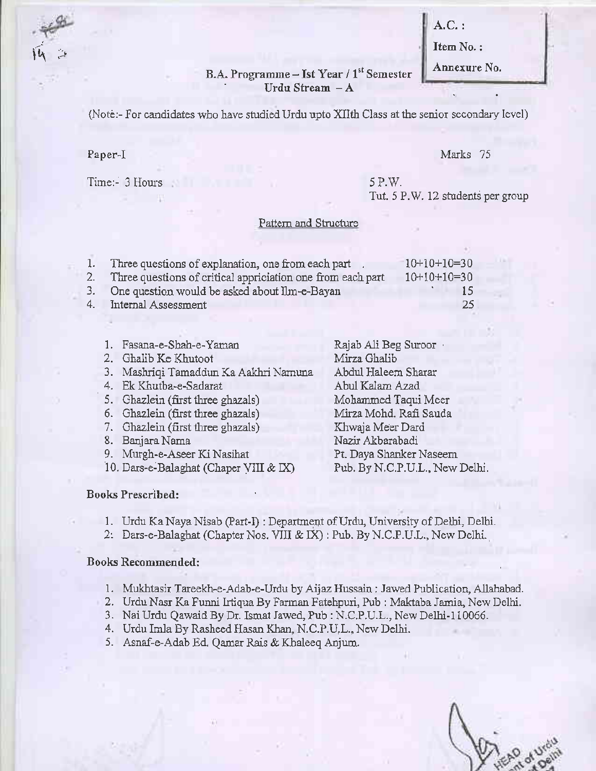| A.C. : |
|---|
| Item No. : |
| Annexure No. |

# B.A. Programme – Ist Year / 1st Semester

## Urdu Stream – A

(Note:- For candidates who have studied Urdu upto XIIth Class at the senior secondary level)

Paper-I — Marks 75

Time:- 3 Hours — 5 P.W.
Tut. 5 P.W. 12 students per group

### Pattern and Structure

| | | |
|---|---|---|
| 1. | Three questions of explanation, one from each part | 10+10+10=30 |
| 2. | Three questions of critical appriciation one from each part | 10+10+10=30 |
| 3. | One question would be asked about Ilm-e-Bayan | 15 |
| 4. | Internal Assessment | 25 |

| | |
|---|---|
| 1. Fasana-e-Shah-e-Yaman | Rajab Ali Beg Suroor |
| 2. Ghalib Ke Khutoot | Mirza Ghalib |
| 3. Mashriqi Tamaddun Ka Aakhri Namuna | Abdul Haleem Sharar |
| 4. Ek Khutba-e-Sadarat | Abul Kalam Azad |
| 5. Ghazlein (first three ghazals) | Mohammed Taqui Meer |
| 6. Ghazlein (first three ghazals) | Mirza Mohd. Rafi Sauda |
| 7. Ghazlein (first three ghazals) | Khwaja Meer Dard |
| 8. Banjara Nama | Nazir Akbarabadi |
| 9. Murgh-e-Aseer Ki Nasihat | Pt. Daya Shanker Naseem |
| 10. Dars-e-Balaghat (Chaper VIII & IX) | Pub. By N.C.P.U.L., New Delhi. |

**Books Prescribed:**

1. Urdu Ka Naya Nisab (Part-I) : Department of Urdu, University of Delhi, Delhi.
2. Dars-e-Balaghat (Chapter Nos. VIII & IX) : Pub. By N.C.P.U.L., New Delhi.

**Books Recommended:**

1. Mukhtasir Tareekh-e-Adab-e-Urdu by Aijaz Hussain : Jawed Publication, Allahabad.
2. Urdu Nasr Ka Funni Irtiqua By Farman Fatehpuri, Pub : Maktaba Jamia, New Delhi.
3. Nai Urdu Qawaid By Dr. Ismat Jawed, Pub : N.C.P.U.L., New Delhi-110066.
4. Urdu Imla By Rasheed Hasan Khan, N.C.P.U.L., New Delhi.
5. Asnaf-e-Adab Ed. Qamar Rais & Khaleeq Anjum.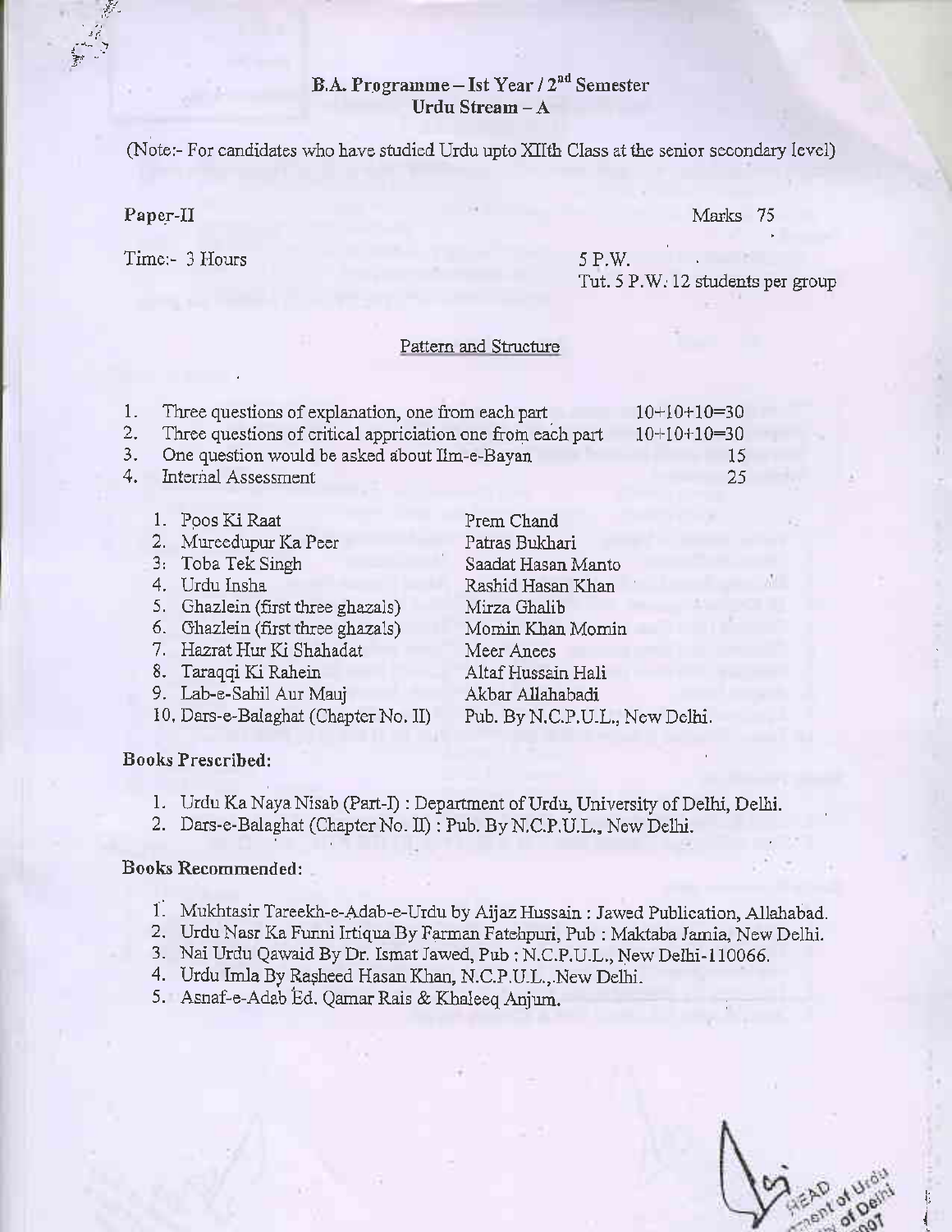# B.A. Programme – Ist Year / 2nd Semester
## Urdu Stream – A

(Note:- For candidates who have studied Urdu upto XIIth Class at the senior secondary level)

**Paper-II** Marks 75

Time:- 3 Hours 5 P.W.
Tut. 5 P.W. 12 students per group

### Pattern and Structure

| | | |
|---|---|---|
| 1. | Three questions of explanation, one from each part | 10+10+10=30 |
| 2. | Three questions of critical appriciation one from each part | 10+10+10=30 |
| 3. | One question would be asked about Ilm-e-Bayan | 15 |
| 4. | Internal Assessment | 25 |

| | |
|---|---|
| 1. Poos Ki Raat | Prem Chand |
| 2. Mureedupur Ka Peer | Patras Bukhari |
| 3. Toba Tek Singh | Saadat Hasan Manto |
| 4. Urdu Insha | Rashid Hasan Khan |
| 5. Ghazlein (first three ghazals) | Mirza Ghalib |
| 6. Ghazlein (first three ghazals) | Momin Khan Momin |
| 7. Hazrat Hur Ki Shahadat | Meer Anees |
| 8. Taraqqi Ki Rahein | Altaf Hussain Hali |
| 9. Lab-e-Sahil Aur Mauj | Akbar Allahabadi |
| 10. Dars-e-Balaghat (Chapter No. II) | Pub. By N.C.P.U.L., New Delhi. |

**Books Prescribed:**

1. Urdu Ka Naya Nisab (Part-I) : Department of Urdu, University of Delhi, Delhi.
2. Dars-e-Balaghat (Chapter No. II) : Pub. By N.C.P.U.L., New Delhi.

**Books Recommended:**

1. Mukhtasir Tareekh-e-Adab-e-Urdu by Aijaz Hussain : Jawed Publication, Allahabad.
2. Urdu Nasr Ka Funni Irtiqua By Farman Fatehpuri, Pub : Maktaba Jamia, New Delhi.
3. Nai Urdu Qawaid By Dr. Ismat Jawed, Pub : N.C.P.U.L., New Delhi-110066.
4. Urdu Imla By Rasheed Hasan Khan, N.C.P.U.L., New Delhi.
5. Asnaf-e-Adab Ed. Qamar Rais & Khaleeq Anjum.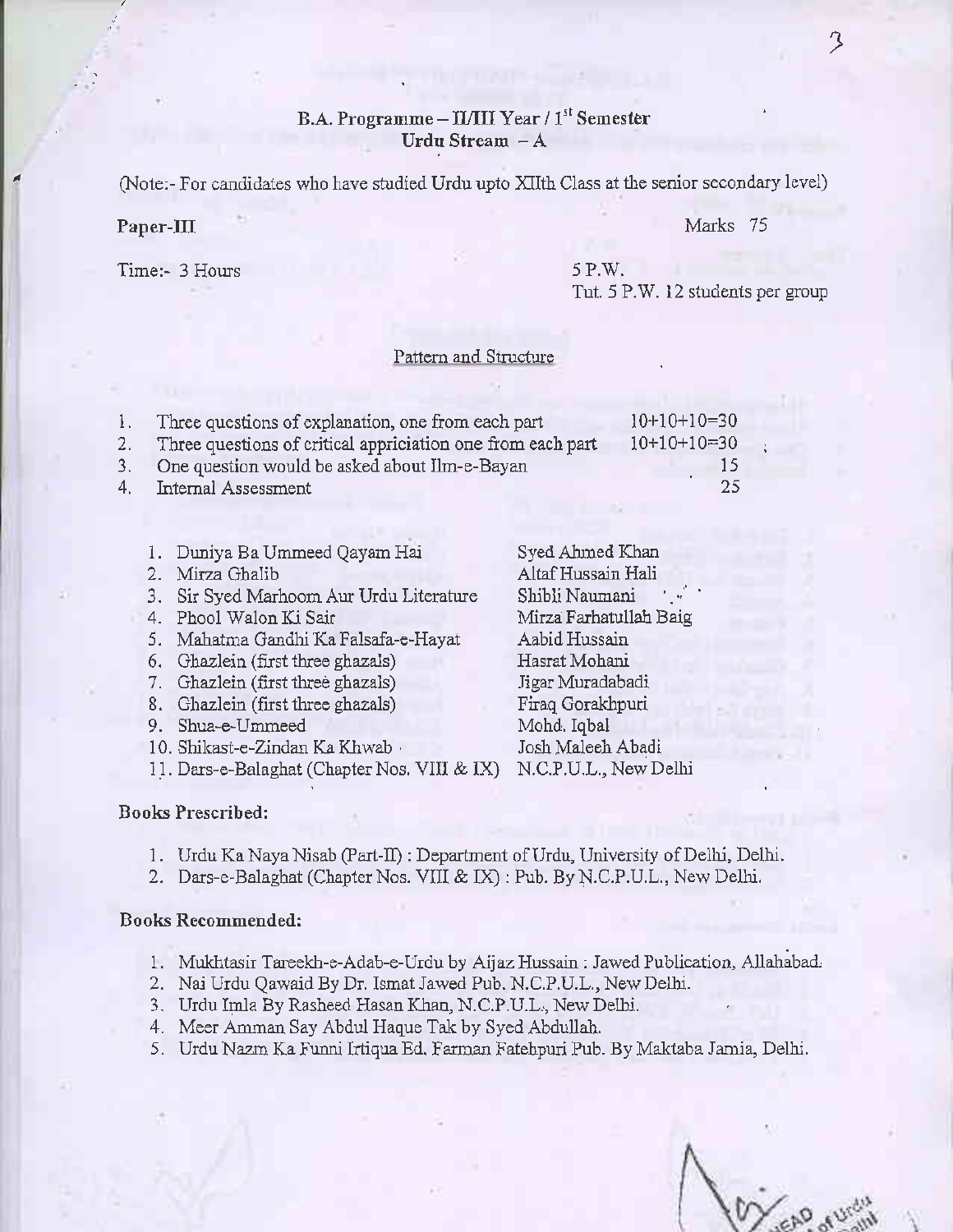**B.A. Programme – II/III Year / 1st Semester**
**Urdu Stream – A**

(Note:- For candidates who have studied Urdu upto XIIth Class at the senior secondary level)

**Paper-III** Marks 75

Time:- 3 Hours 5 P.W.
Tut. 5 P.W. 12 students per group

Pattern and Structure

| | | |
|---|---|---|
| 1. | Three questions of explanation, one from each part | 10+10+10=30 |
| 2. | Three questions of critical appriciation one from each part | 10+10+10=30 |
| 3. | One question would be asked about Ilm-e-Bayan | 15 |
| 4. | Internal Assessment | 25 |

| | | |
|---|---|---|
| 1. | Duniya Ba Ummeed Qayam Hai | Syed Ahmed Khan |
| 2. | Mirza Ghalib | Altaf Hussain Hali |
| 3. | Sir Syed Marhoom Aur Urdu Literature | Shibli Naumani |
| 4. | Phool Walon Ki Sair | Mirza Farhatullah Baig |
| 5. | Mahatma Gandhi Ka Falsafa-e-Hayat | Aabid Hussain |
| 6. | Ghazlein (first three ghazals) | Hasrat Mohani |
| 7. | Ghazlein (first three ghazals) | Jigar Muradabadi |
| 8. | Ghazlein (first three ghazals) | Firaq Gorakhpuri |
| 9. | Shua-e-Ummeed | Mohd. Iqbal |
| 10. | Shikast-e-Zindan Ka Khwab | Josh Maleeh Abadi |
| 11. | Dars-e-Balaghat (Chapter Nos. VIII & IX) | N.C.P.U.L., New Delhi |

**Books Prescribed:**

1. Urdu Ka Naya Nisab (Part-II) : Department of Urdu, University of Delhi, Delhi.
2. Dars-e-Balaghat (Chapter Nos. VIII & IX) : Pub. By N.C.P.U.L., New Delhi.

**Books Recommended:**

1. Mukhtasir Tareekh-e-Adab-e-Urdu by Aijaz Hussain : Jawed Publication, Allahabad.
2. Nai Urdu Qawaid By Dr. Ismat Jawed Pub. N.C.P.U.L., New Delhi.
3. Urdu Imla By Rasheed Hasan Khan, N.C.P.U.L., New Delhi.
4. Meer Amman Say Abdul Haque Tak by Syed Abdullah.
5. Urdu Nazm Ka Funni Irtiqua Ed. Farman Fatehpuri Pub. By Maktaba Jamia, Delhi.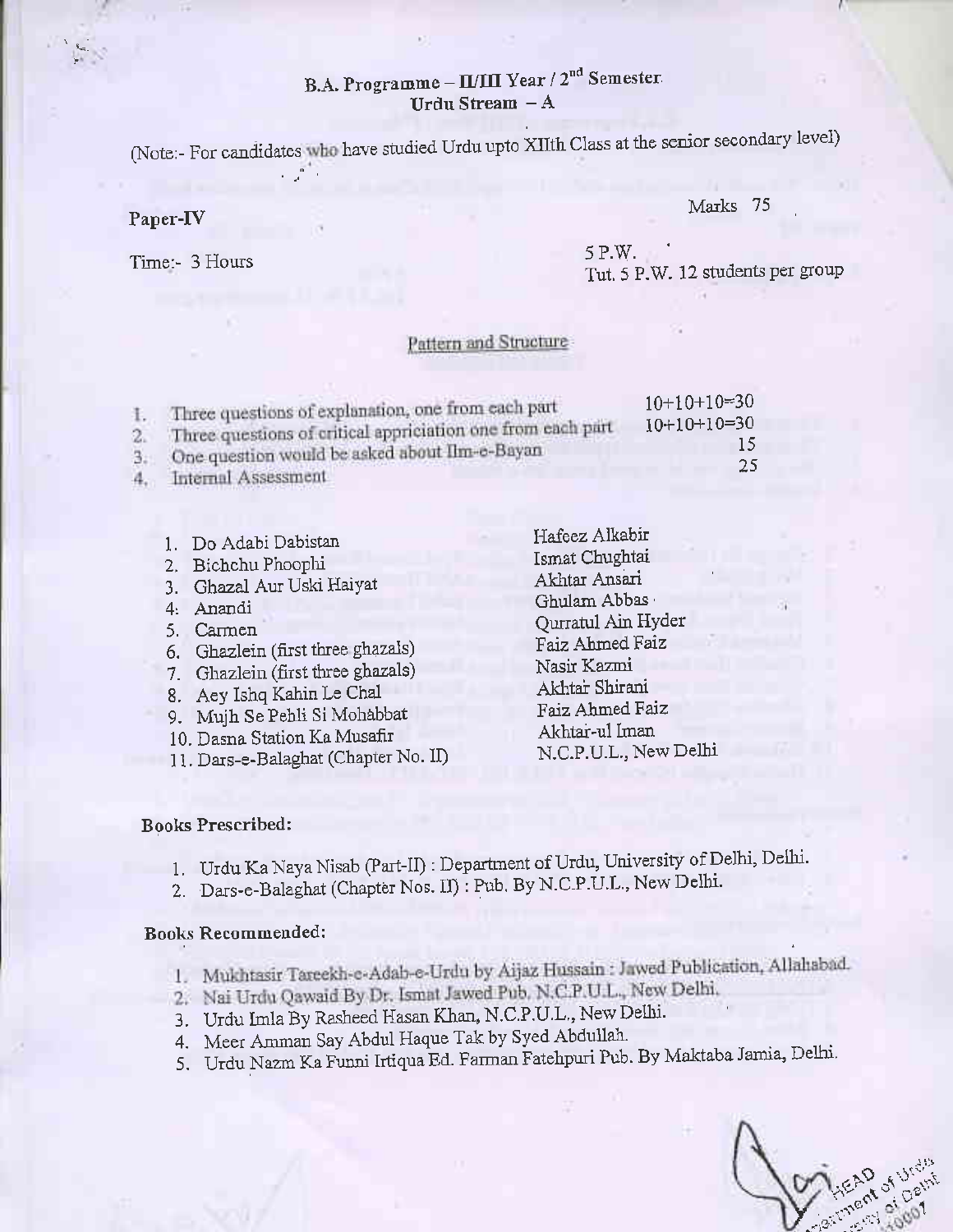## B.A. Programme – II/III Year / 2nd Semester
## Urdu Stream – A

(Note:- For candidates who have studied Urdu upto XIIth Class at the senior secondary level)

**Paper-IV**

Marks 75

Time:- 3 Hours

5 P.W.
Tut. 5 P.W. 12 students per group

### Pattern and Structure

| | | |
|---|---|---|
| 1. | Three questions of explanation, one from each part | 10+10+10=30 |
| 2. | Three questions of critical appriciation one from each part | 10+10+10=30 |
| 3. | One question would be asked about Ilm-e-Bayan | 15 |
| 4. | Internal Assessment | 25 |

| | |
|---|---|
| 1. Do Adabi Dabistan | Hafeez Alkabir |
| 2. Bichchu Phoophi | Ismat Chughtai |
| 3. Ghazal Aur Uski Haiyat | Akhtar Ansari |
| 4. Anandi | Ghulam Abbas |
| 5. Carmen | Qurratul Ain Hyder |
| 6. Ghazlein (first three ghazals) | Faiz Ahmed Faiz |
| 7. Ghazlein (first three ghazals) | Nasir Kazmi |
| 8. Aey Ishq Kahin Le Chal | Akhtar Shirani |
| 9. Mujh Se Pehli Si Mohabbat | Faiz Ahmed Faiz |
| 10. Dasna Station Ka Musafir | Akhtar-ul Iman |
| 11. Dars-e-Balaghat (Chapter No. II) | N.C.P.U.L., New Delhi |

**Books Prescribed:**

1. Urdu Ka Naya Nisab (Part-II) : Department of Urdu, University of Delhi, Delhi.
2. Dars-e-Balaghat (Chapter Nos. II) : Pub. By N.C.P.U.L., New Delhi.

**Books Recommended:**

1. Mukhtasir Tareekh-e-Adab-e-Urdu by Aijaz Hussain : Jawed Publication, Allahabad.
2. Nai Urdu Qawaid By Dr. Ismat Jawed Pub. N.C.P.U.L., New Delhi.
3. Urdu Imla By Rasheed Hasan Khan, N.C.P.U.L., New Delhi.
4. Meer Amman Say Abdul Haque Tak by Syed Abdullah.
5. Urdu Nazm Ka Funni Irtiqua Ed. Farman Fatehpuri Pub. By Maktaba Jamia, Delhi.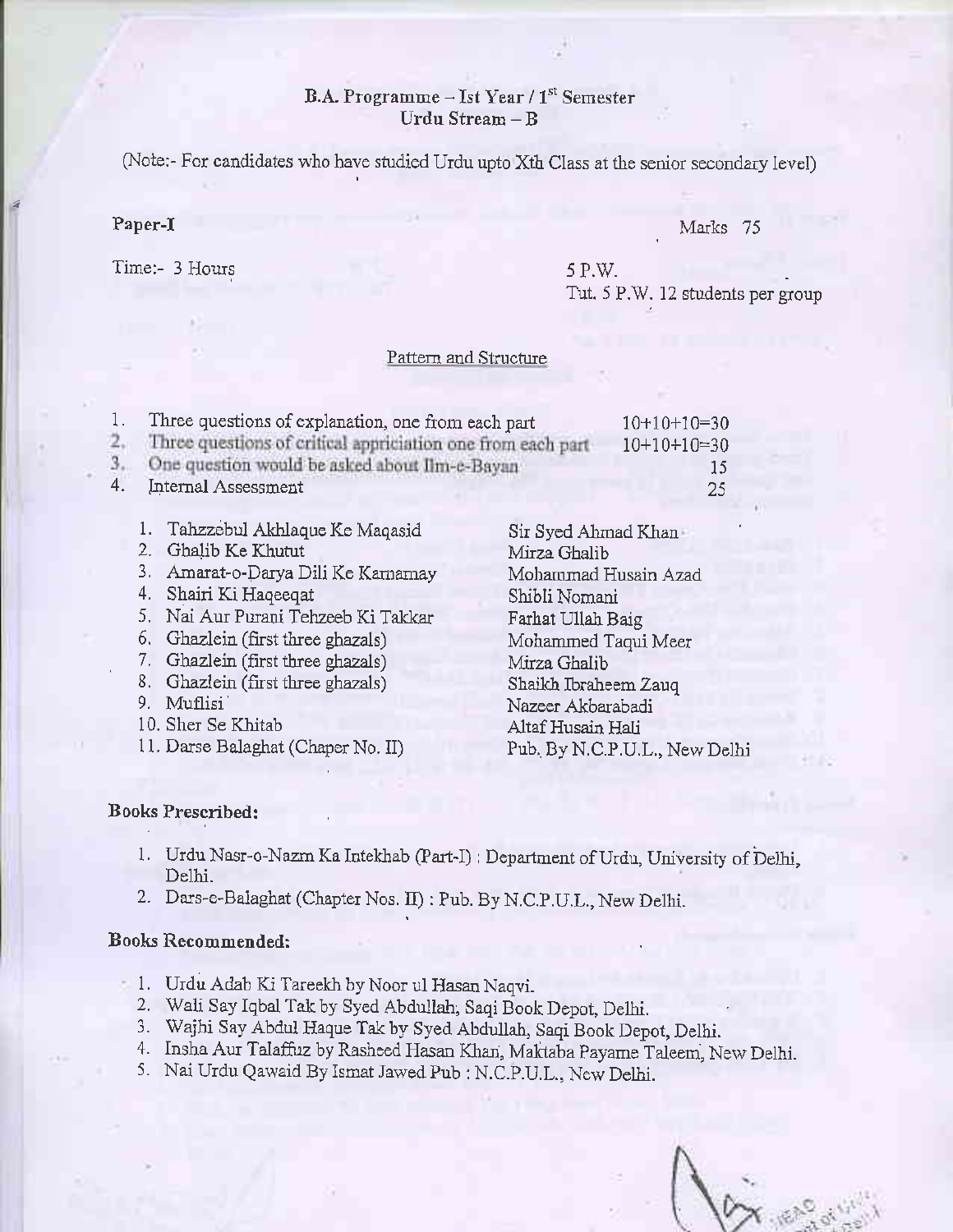# B.A. Programme – Ist Year / 1st Semester
## Urdu Stream – B

(Note:- For candidates who have studied Urdu upto Xth Class at the senior secondary level)

**Paper-I** — Marks 75

Time:- 3 Hours — 5 P.W.
Tut. 5 P.W. 12 students per group

### Pattern and Structure

| | | |
|---|---|---|
| 1. | Three questions of explanation, one from each part | 10+10+10=30 |
| 2. | Three questions of critical appriciation one from each part | 10+10+10=30 |
| 3. | One question would be asked about Ilm-e-Bayan | 15 |
| 4. | Internal Assessment | 25 |

| | | |
|---|---|---|
| 1. | Tahzzebul Akhlaque Ke Maqasid | Sir Syed Ahmad Khan |
| 2. | Ghalib Ke Khutut | Mirza Ghalib |
| 3. | Amarat-o-Darya Dili Ke Karnamay | Mohammad Husain Azad |
| 4. | Shairi Ki Haqeeqat | Shibli Nomani |
| 5. | Nai Aur Purani Tehzeeb Ki Takkar | Farhat Ullah Baig |
| 6. | Ghazlein (first three ghazals) | Mohammed Taqui Meer |
| 7. | Ghazlein (first three ghazals) | Mirza Ghalib |
| 8. | Ghazlein (first three ghazals) | Shaikh Ibraheem Zauq |
| 9. | Muflisi | Nazeer Akbarabadi |
| 10. | Sher Se Khitab | Altaf Husain Hali |
| 11. | Darse Balaghat (Chaper No. II) | Pub. By N.C.P.U.L., New Delhi |

**Books Prescribed:**

1. Urdu Nasr-o-Nazm Ka Intekhab (Part-I) : Department of Urdu, University of Delhi, Delhi.
2. Dars-e-Balaghat (Chapter Nos. II) : Pub. By N.C.P.U.L., New Delhi.

**Books Recommended:**

1. Urdu Adab Ki Tareekh by Noor ul Hasan Naqvi.
2. Wali Say Iqbal Tak by Syed Abdullah, Saqi Book Depot, Delhi.
3. Wajhi Say Abdul Haque Tak by Syed Abdullah, Saqi Book Depot, Delhi.
4. Insha Aur Talaffuz by Rasheed Hasan Khan, Maktaba Payame Taleem, New Delhi.
5. Nai Urdu Qawaid By Ismat Jawed Pub : N.C.P.U.L., New Delhi.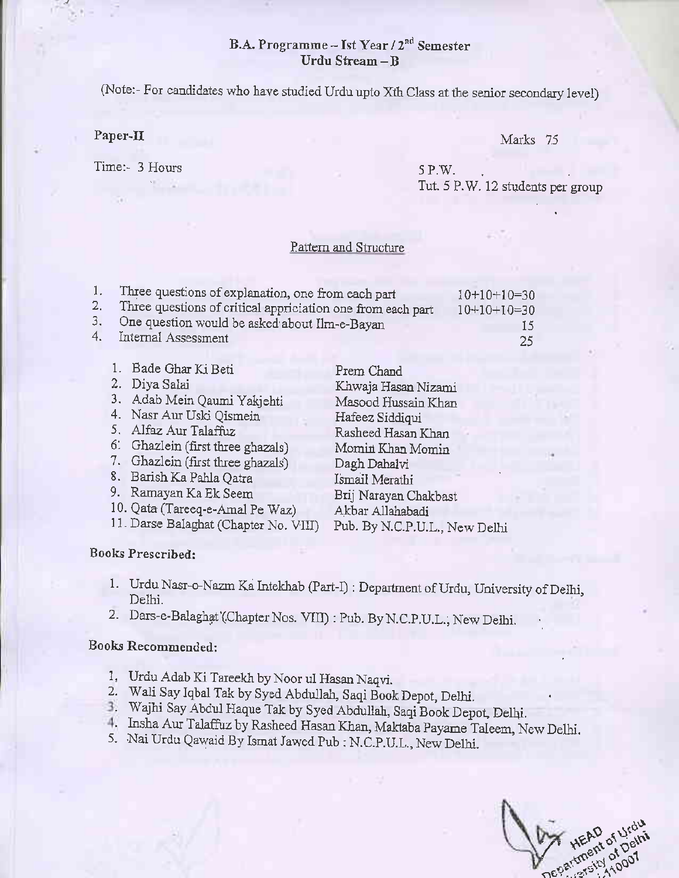# B.A. Programme – Ist Year / 2nd Semester
## Urdu Stream – B

(Note:- For candidates who have studied Urdu upto Xth Class at the senior secondary level)

**Paper-II** Marks 75

Time:- 3 Hours

5 P.W.
Tut. 5 P.W. 12 students per group

### Pattern and Structure

| | | |
|---|---|---|
| 1. | Three questions of explanation, one from each part | 10+10+10=30 |
| 2. | Three questions of critical appriciation one from each part | 10+10+10=30 |
| 3. | One question would be asked about Ilm-e-Bayan | 15 |
| 4. | Internal Assessment | 25 |

| | | |
|---|---|---|
| 1. | Bade Ghar Ki Beti | Prem Chand |
| 2. | Diya Salai | Khwaja Hasan Nizami |
| 3. | Adab Mein Qaumi Yakjehti | Masood Hussain Khan |
| 4. | Nasr Aur Uski Qismein | Hafeez Siddiqui |
| 5. | Alfaz Aur Talaffuz | Rasheed Hasan Khan |
| 6. | Ghazlein (first three ghazals) | Momin Khan Momin |
| 7. | Ghazlein (first three ghazals) | Dagh Dahalvi |
| 8. | Barish Ka Pahla Qatra | Ismail Merathi |
| 9. | Ramayan Ka Ek Seem | Brij Narayan Chakbast |
| 10. | Qata (Tareeq-e-Amal Pe Waz) | Akbar Allahabadi |
| 11. | Darse Balaghat (Chapter No. VIII) | Pub. By N.C.P.U.L., New Delhi |

**Books Prescribed:**

1. Urdu Nasr-o-Nazm Ka Intekhab (Part-I) : Department of Urdu, University of Delhi, Delhi.
2. Dars-e-Balaghat (Chapter Nos. VIII) : Pub. By N.C.P.U.L., New Delhi.

**Books Recommended:**

1. Urdu Adab Ki Tareekh by Noor ul Hasan Naqvi.
2. Wali Say Iqbal Tak by Syed Abdullah, Saqi Book Depot, Delhi.
3. Wajhi Say Abdul Haque Tak by Syed Abdullah, Saqi Book Depot, Delhi.
4. Insha Aur Talaffuz by Rasheed Hasan Khan, Maktaba Payame Taleem, New Delhi.
5. Nai Urdu Qawaid By Ismat Jawed Pub : N.C.P.U.L., New Delhi.

HEAD
Department of Urdu
University of Delhi
-110007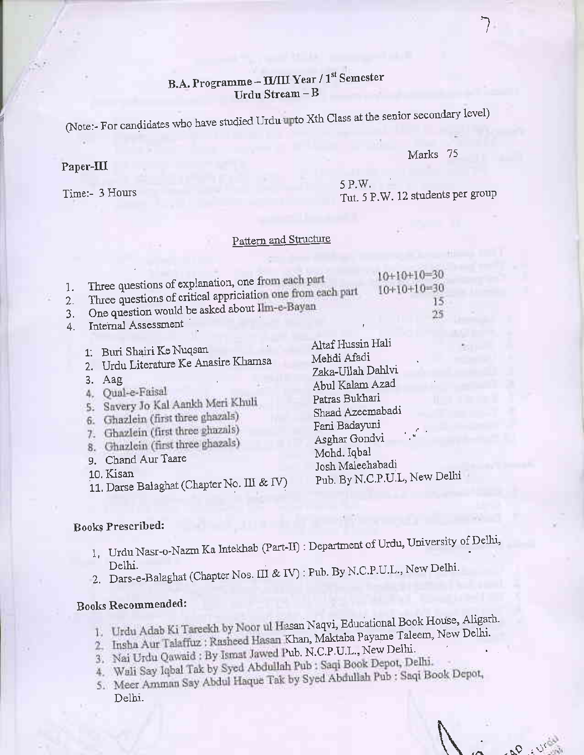## B.A. Programme – II/III Year / 1st Semester
### Urdu Stream – B

(Note:- For candidates who have studied Urdu upto Xth Class at the senior secondary level)

Marks 75

**Paper-III**

Time:- 3 Hours

5 P.W.
Tut. 5 P.W. 12 students per group

Pattern and Structure

1. Three questions of explanation, one from each part — 10+10+10=30
2. Three questions of critical appriciation one from each part — 10+10+10=30
3. One question would be asked about Ilm-e-Bayan — 15
4. Internal Assessment — 25

| | |
|---|---|
| 1. Buri Shairi Ke Nuqsan | Altaf Hussin Hali |
| 2. Urdu Literature Ke Anasire Khamsa | Mehdi Afadi |
| 3. Aag | Zaka-Ullah Dahlvi |
| 4. Qual-e-Faisal | Abul Kalam Azad |
| 5. Savery Jo Kal Aankh Meri Khuli | Patras Bukhari |
| 6. Ghazlein (first three ghazals) | Shaad Azeemabadi |
| 7. Ghazlein (first three ghazals) | Fani Badayuni |
| 8. Ghazlein (first three ghazals) | Asghar Gondvi |
| 9. Chand Aur Taare | Mohd. Iqbal |
| 10. Kisan | Josh Maleehabadi |
| 11. Darse Balaghat (Chapter No. III & IV) | Pub. By N.C.P.U.L, New Delhi |

**Books Prescribed:**

1. Urdu Nasr-o-Nazm Ka Intekhab (Part-II) : Department of Urdu, University of Delhi, Delhi.
2. Dars-e-Balaghat (Chapter Nos. III & IV) : Pub. By N.C.P.U.L., New Delhi.

**Books Recommended:**

1. Urdu Adab Ki Tareekh by Noor ul Hasan Naqvi, Educational Book House, Aligarh.
2. Insha Aur Talaffuz : Rasheed Hasan Khan, Maktaba Payame Taleem, New Delhi.
3. Nai Urdu Qawaid : By Ismat Jawed Pub. N.C.P.U.L., New Delhi.
4. Wali Say Iqbal Tak by Syed Abdullah Pub : Saqi Book Depot, Delhi.
5. Meer Amman Say Abdul Haque Tak by Syed Abdullah Pub : Saqi Book Depot, Delhi.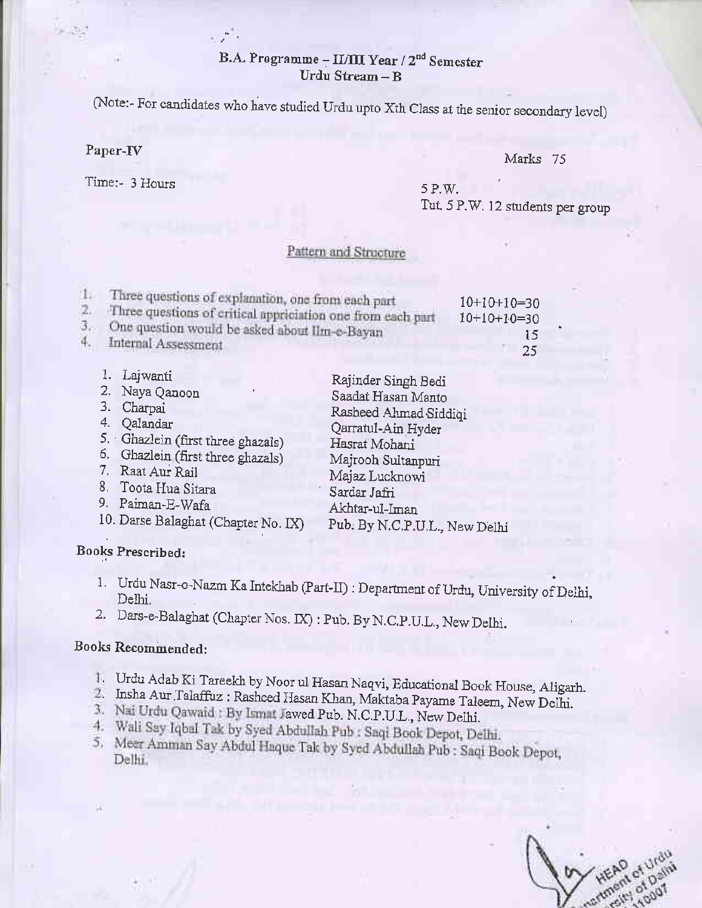# B.A. Programme – II/III Year / 2nd Semester
## Urdu Stream – B

(Note:- For candidates who have studied Urdu upto Xth Class at the senior secondary level)

**Paper-IV**

Marks 75

Time:- 3 Hours

5 P.W.
Tut. 5 P.W. 12 students per group

### Pattern and Structure

| | | |
|---|---|---|
| 1. | Three questions of explanation, one from each part | 10+10+10=30 |
| 2. | Three questions of critical appriciation one from each part | 10+10+10=30 |
| 3. | One question would be asked about Ilm-e-Bayan | 15 |
| 4. | Internal Assessment | 25 |

| | |
|---|---|
| 1. Lajwanti | Rajinder Singh Bedi |
| 2. Naya Qanoon | Saadat Hasan Manto |
| 3. Charpai | Rasheed Ahmad Siddiqi |
| 4. Qalandar | Qarratul-Ain Hyder |
| 5. Ghazlein (first three ghazals) | Hasrat Mohani |
| 6. Ghazlein (first three ghazals) | Majrooh Sultanpuri |
| 7. Raat Aur Rail | Majaz Lucknowi |
| 8. Toota Hua Sitara | Sardar Jafri |
| 9. Paiman-E-Wafa | Akhtar-ul-Iman |
| 10. Darse Balaghat (Chapter No. IX) | Pub. By N.C.P.U.L., New Delhi |

**Books Prescribed:**

1. Urdu Nasr-o-Nazm Ka Intekhab (Part-II) : Department of Urdu, University of Delhi, Delhi.
2. Dars-e-Balaghat (Chapter Nos. IX) : Pub. By N.C.P.U.L., New Delhi.

**Books Recommended:**

1. Urdu Adab Ki Tareekh by Noor ul Hasan Naqvi, Educational Book House, Aligarh.
2. Insha Aur Talaffuz : Rasheed Hasan Khan, Maktaba Payame Taleem, New Delhi.
3. Nai Urdu Qawaid : By Ismat Jawed Pub. N.C.P.U.L., New Delhi.
4. Wali Say Iqbal Tak by Syed Abdullah Pub : Saqi Book Depot, Delhi.
5. Meer Amman Say Abdul Haque Tak by Syed Abdullah Pub : Saqi Book Depot, Delhi.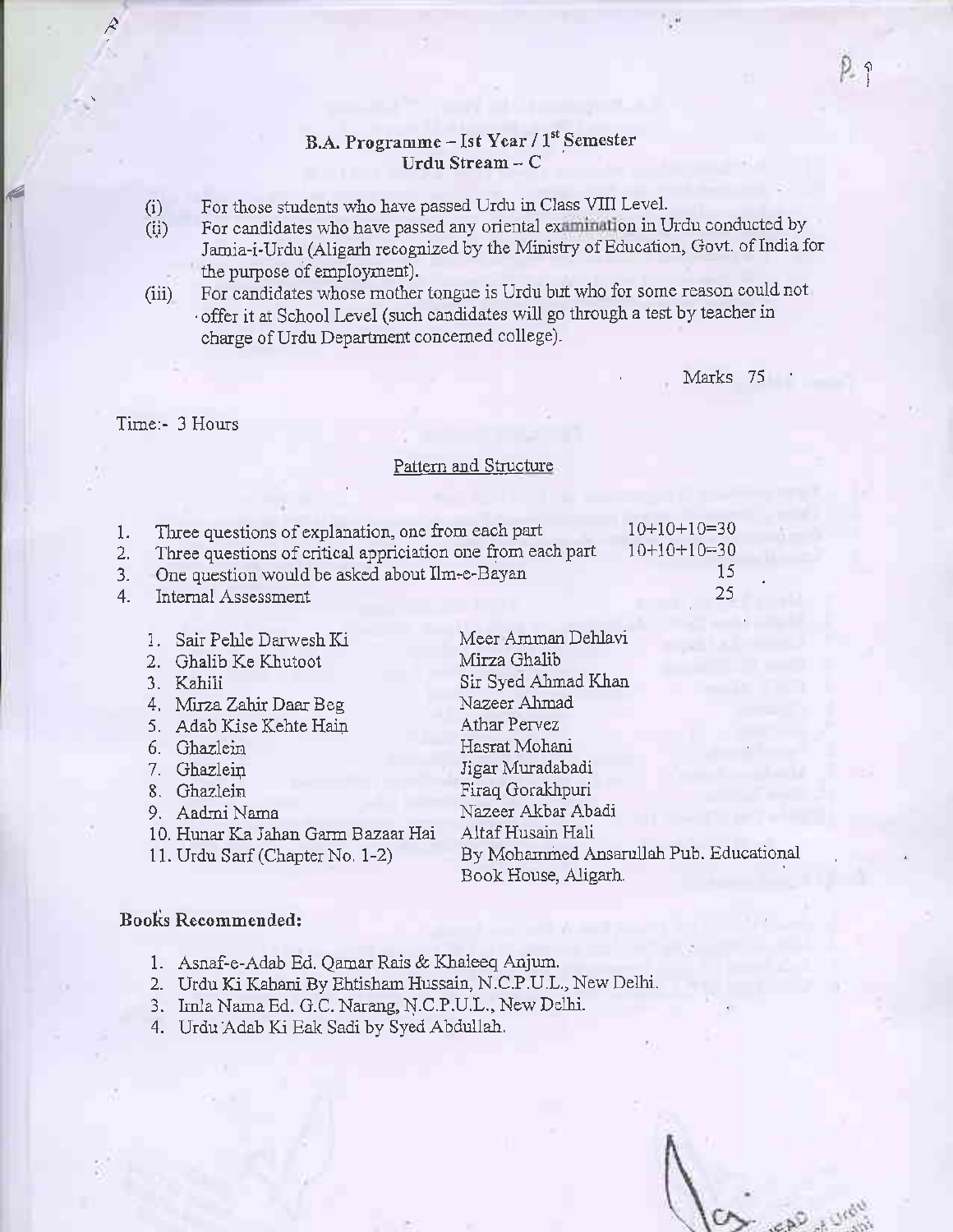## B.A. Programme – Ist Year / 1st Semester
## Urdu Stream – C

(i) For those students who have passed Urdu in Class VIII Level.
(ii) For candidates who have passed any oriental examination in Urdu conducted by Jamia-i-Urdu (Aligarh recognized by the Ministry of Education, Govt. of India for the purpose of employment).
(iii) For candidates whose mother tongue is Urdu but who for some reason could not offer it at School Level (such candidates will go through a test by teacher in charge of Urdu Department concerned college).

Marks 75

Time:- 3 Hours

### Pattern and Structure

| | | |
|---|---|---|
| 1. | Three questions of explanation, one from each part | 10+10+10=30 |
| 2. | Three questions of critical appriciation one from each part | 10+10+10=30 |
| 3. | One question would be asked about Ilm-e-Bayan | 15 |
| 4. | Internal Assessment | 25 |

| | |
|---|---|
| 1. Sair Pehle Darwesh Ki | Meer Amman Dehlavi |
| 2. Ghalib Ke Khutoot | Mirza Ghalib |
| 3. Kahili | Sir Syed Ahmad Khan |
| 4. Mirza Zahir Daar Beg | Nazeer Ahmad |
| 5. Adab Kise Kehte Hain | Athar Pervez |
| 6. Ghazlein | Hasrat Mohani |
| 7. Ghazlein | Jigar Muradabadi |
| 8. Ghazlein | Firaq Gorakhpuri |
| 9. Aadmi Nama | Nazeer Akbar Abadi |
| 10. Hunar Ka Jahan Garm Bazaar Hai | Altaf Husain Hali |
| 11. Urdu Sarf (Chapter No. 1-2) | By Mohammed Ansarullah Pub. Educational Book House, Aligarh. |

**Books Recommended:**

1. Asnaf-e-Adab Ed. Qamar Rais & Khaleeq Anjum.
2. Urdu Ki Kahani By Ehtisham Hussain, N.C.P.U.L., New Delhi.
3. Imla Nama Ed. G.C. Narang, N.C.P.U.L., New Delhi.
4. Urdu Adab Ki Eak Sadi by Syed Abdullah.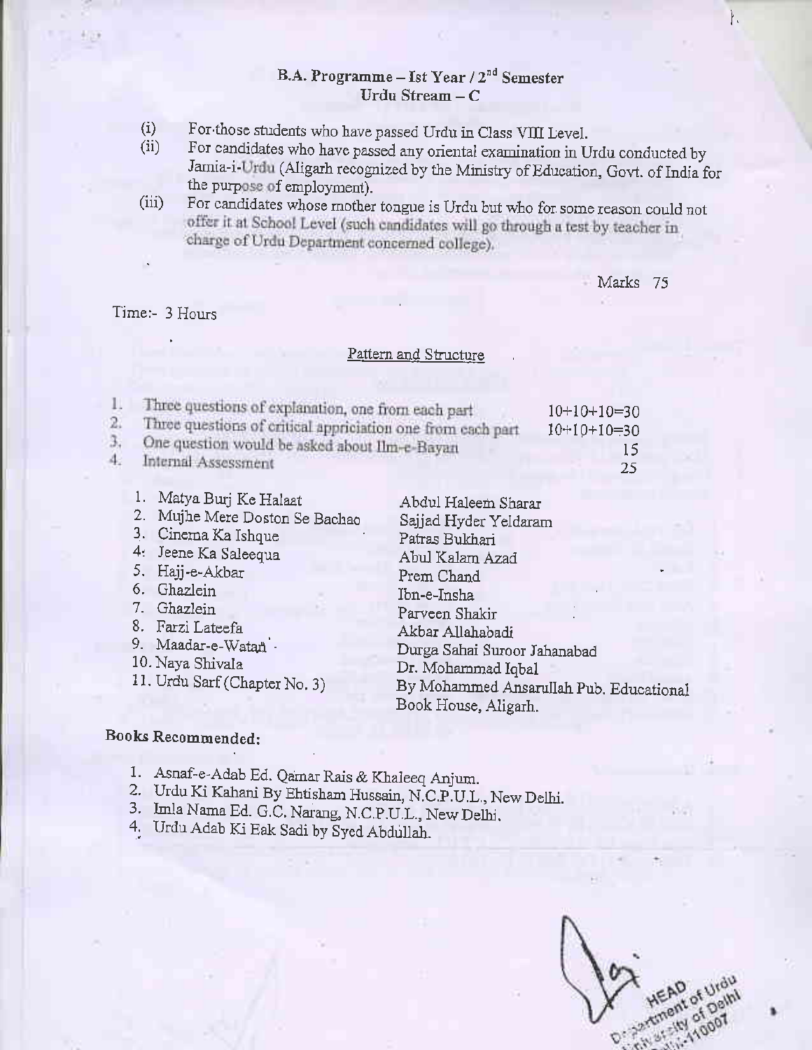## B.A. Programme – Ist Year / 2nd Semester
### Urdu Stream – C

(i) For those students who have passed Urdu in Class VIII Level.
(ii) For candidates who have passed any oriental examination in Urdu conducted by Jamia-i-Urdu (Aligarh recognized by the Ministry of Education, Govt. of India for the purpose of employment).
(iii) For candidates whose mother tongue is Urdu but who for some reason could not offer it at School Level (such candidates will go through a test by teacher in charge of Urdu Department concerned college).

Marks 75

Time:- 3 Hours

**Pattern and Structure**

| | | |
|---|---|---|
| 1. | Three questions of explanation, one from each part | 10+10+10=30 |
| 2. | Three questions of critical appriciation one from each part | 10+10+10=30 |
| 3. | One question would be asked about Ilm-e-Bayan | 15 |
| 4. | Internal Assessment | 25 |

| | |
|---|---|
| 1. Matya Burj Ke Halaat | Abdul Haleem Sharar |
| 2. Mujhe Mere Doston Se Bachao | Sajjad Hyder Yeldaram |
| 3. Cinema Ka Ishque | Patras Bukhari |
| 4. Jeene Ka Saleequa | Abul Kalam Azad |
| 5. Hajj-e-Akbar | Prem Chand |
| 6. Ghazlein | Ibn-e-Insha |
| 7. Ghazlein | Parveen Shakir |
| 8. Farzi Lateefa | Akbar Allahabadi |
| 9. Maadar-e-Watan | Durga Sahai Suroor Jahanabad |
| 10. Naya Shivala | Dr. Mohammad Iqbal |
| 11. Urdu Sarf (Chapter No. 3) | By Mohammed Ansarullah Pub. Educational Book House, Aligarh. |

**Books Recommended:**

1. Asnaf-e-Adab Ed. Qamar Rais & Khaleeq Anjum.
2. Urdu Ki Kahani By Ehtisham Hussain, N.C.P.U.L., New Delhi.
3. Imla Nama Ed. G.C. Narang, N.C.P.U.L., New Delhi.
4. Urdu Adab Ki Eak Sadi by Syed Abdullah.

HEAD
Department of Urdu
University of Delhi
Delhi-110007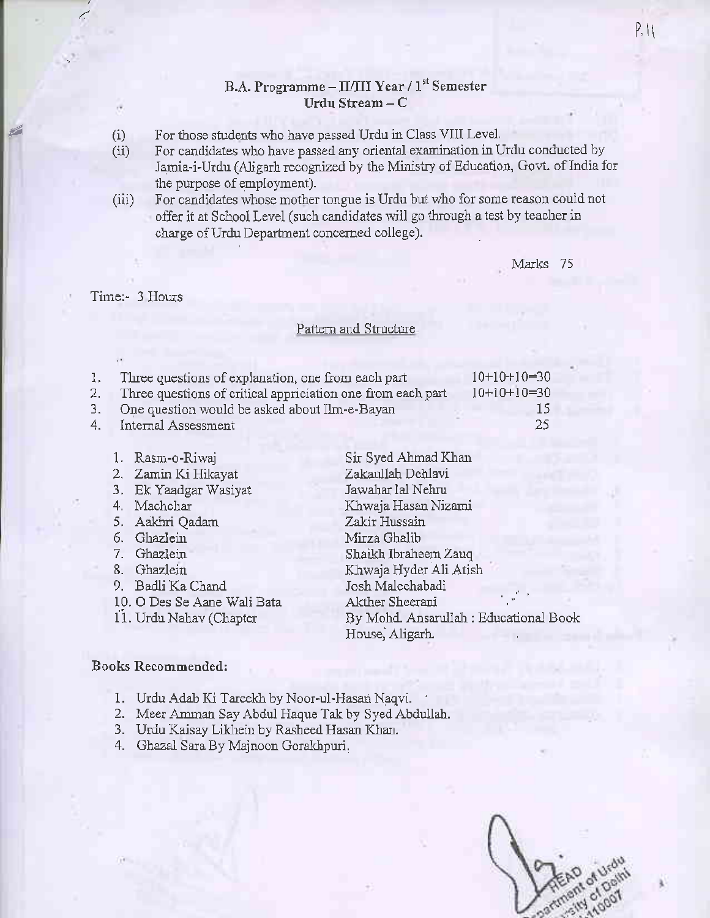## B.A. Programme – II/III Year / 1st Semester
## Urdu Stream – C

(i) For those students who have passed Urdu in Class VIII Level.

(ii) For candidates who have passed any oriental examination in Urdu conducted by Jamia-i-Urdu (Aligarh recognized by the Ministry of Education, Govt. of India for the purpose of employment).

(iii) For candidates whose mother tongue is Urdu but who for some reason could not offer it at School Level (such candidates will go through a test by teacher in charge of Urdu Department concerned college).

Marks 75

Time:- 3 Hours

### Pattern and Structure

| | | |
|---|---|---|
| 1. | Three questions of explanation, one from each part | 10+10+10=30 |
| 2. | Three questions of critical appriciation one from each part | 10+10+10=30 |
| 3. | One question would be asked about Ilm-e-Bayan | 15 |
| 4. | Internal Assessment | 25 |

| | |
|---|---|
| 1. Rasm-o-Riwaj | Sir Syed Ahmad Khan |
| 2. Zamin Ki Hikayat | Zakaullah Dehlavi |
| 3. Ek Yaadgar Wasiyat | Jawahar lal Nehru |
| 4. Machchar | Khwaja Hasan Nizami |
| 5. Aakhri Qadam | Zakir Hussain |
| 6. Ghazlein | Mirza Ghalib |
| 7. Ghazlein | Shaikh Ibraheem Zauq |
| 8. Ghazlein | Khwaja Hyder Ali Atish |
| 9. Badli Ka Chand | Josh Maleehabadi |
| 10. O Des Se Aane Wali Bata | Akther Sheerani |
| 11. Urdu Nahav (Chapter | By Mohd. Ansarullah : Educational Book House, Aligarh. |

**Books Recommended:**

1. Urdu Adab Ki Tareekh by Noor-ul-Hasan Naqvi.
2. Meer Amman Say Abdul Haque Tak by Syed Abdullah.
3. Urdu Kaisay Likhein by Rasheed Hasan Khan.
4. Ghazal Sara By Majnoon Gorakhpuri.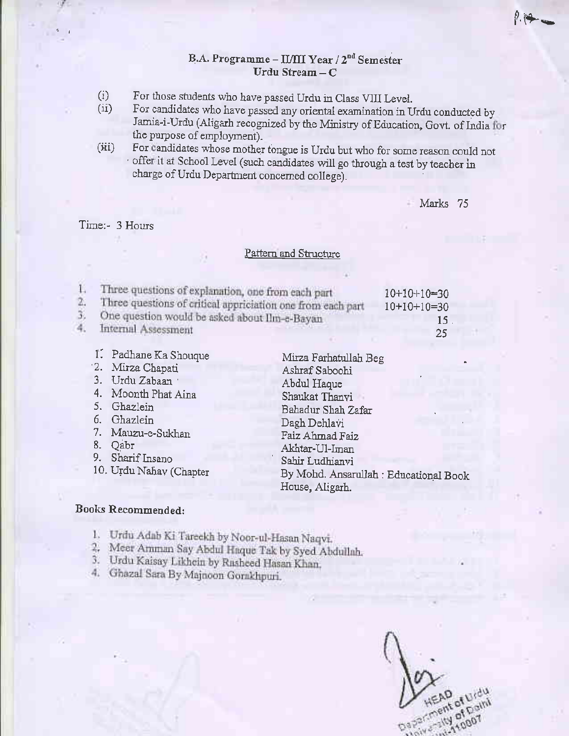## B.A. Programme – II/III Year / 2nd Semester
### Urdu Stream – C

(i) For those students who have passed Urdu in Class VIII Level.

(ii) For candidates who have passed any oriental examination in Urdu conducted by Jamia-i-Urdu (Aligarh recognized by the Ministry of Education, Govt. of India for the purpose of employment).

(iii) For candidates whose mother tongue is Urdu but who for some reason could not offer it at School Level (such candidates will go through a test by teacher in charge of Urdu Department concerned college).

Marks 75

Time:- 3 Hours

#### Pattern and Structure

| | | |
|---|---|---|
| 1. | Three questions of explanation, one from each part | 10+10+10=30 |
| 2. | Three questions of critical appriciation one from each part | 10+10+10=30 |
| 3. | One question would be asked about Ilm-e-Bayan | 15 |
| 4. | Internal Assessment | 25 |

| | | |
|---|---|---|
| 1. | Padhane Ka Shouque | Mirza Farhatullah Beg |
| 2. | Mirza Chapati | Ashraf Saboohi |
| 3. | Urdu Zabaan | Abdul Haque |
| 4. | Moonth Phat Aina | Shaukat Thanvi |
| 5. | Ghazlein | Bahadur Shah Zafar |
| 6. | Ghazlein | Dagh Dehlavi |
| 7. | Mauzu-e-Sukhan | Faiz Ahmad Faiz |
| 8. | Qabr | Akhtar-Ul-Iman |
| 9. | Sharif Insano | Sahir Ludhianvi |
| 10. | Urdu Nahav (Chapter | By Mohd. Ansarullah : Educational Book House, Aligarh. |

**Books Recommended:**

1. Urdu Adab Ki Tareekh by Noor-ul-Hasan Naqvi.
2. Meer Amman Say Abdul Haque Tak by Syed Abdullah.
3. Urdu Kaisay Likhein by Rasheed Hasan Khan.
4. Ghazal Sara By Majnoon Gorakhpuri.

HEAD
Department of Urdu
University of Delhi
Delhi-110007